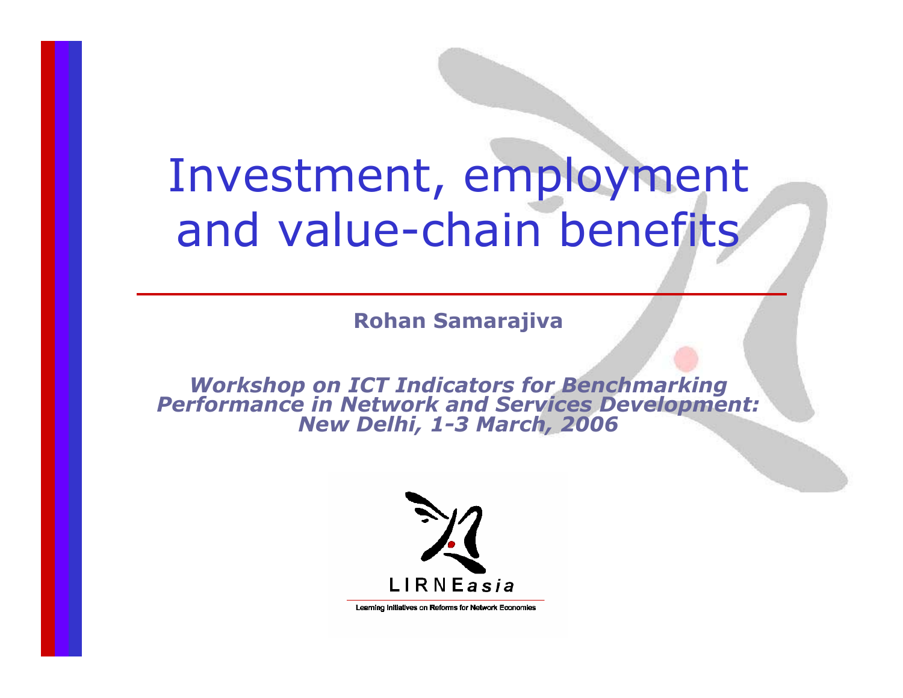# Investment, employment and value-chain benefits

**Rohan Samarajiva**

***Workshop on ICT Indicators for Benchmarking Performance in Network and Services Development: New Delhi, 1-3 March, 2006***

LIRNE*asia*

Learning Initiatives on Reforms for Network Economies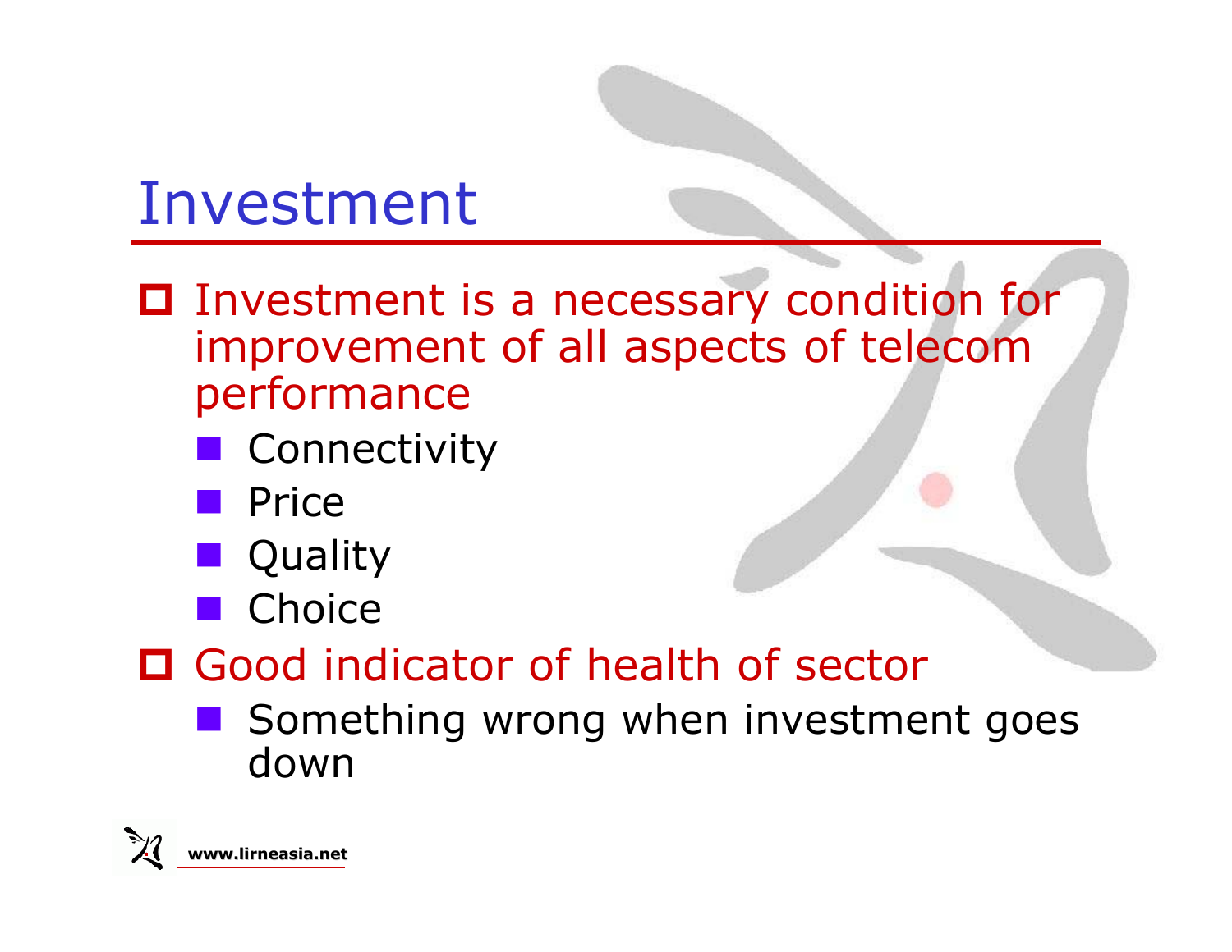# Investment

- Investment is a necessary condition for improvement of all aspects of telecom performance
  - Connectivity
  - Price
  - Quality
  - Choice
- Good indicator of health of sector
  - Something wrong when investment goes down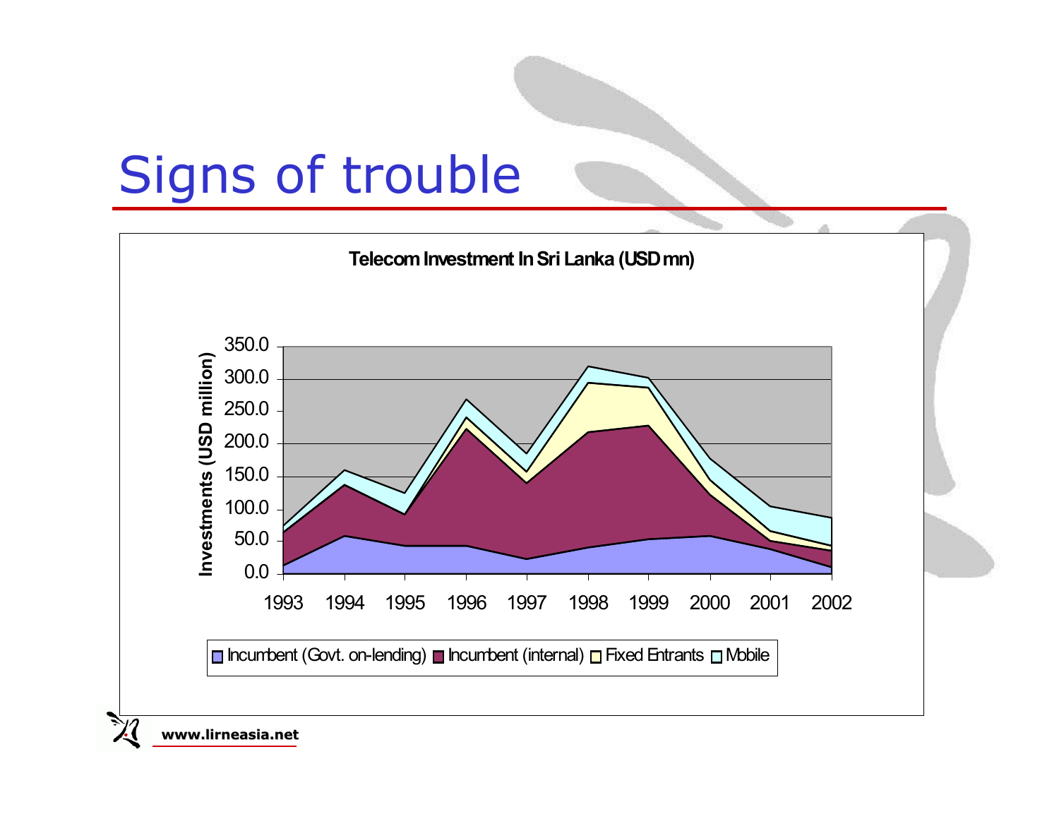# Signs of trouble

**Telecom Investment In Sri Lanka (USD mn)**

Investments (USD million)

350.0
300.0
250.0
200.0
150.0
100.0
50.0
0.0

1993 1994 1995 1996 1997 1998 1999 2000 2001 2002

Incumbent (Govt. on-lending) | Incumbent (internal) | Fixed Entrants | Mobile

www.lirneasia.net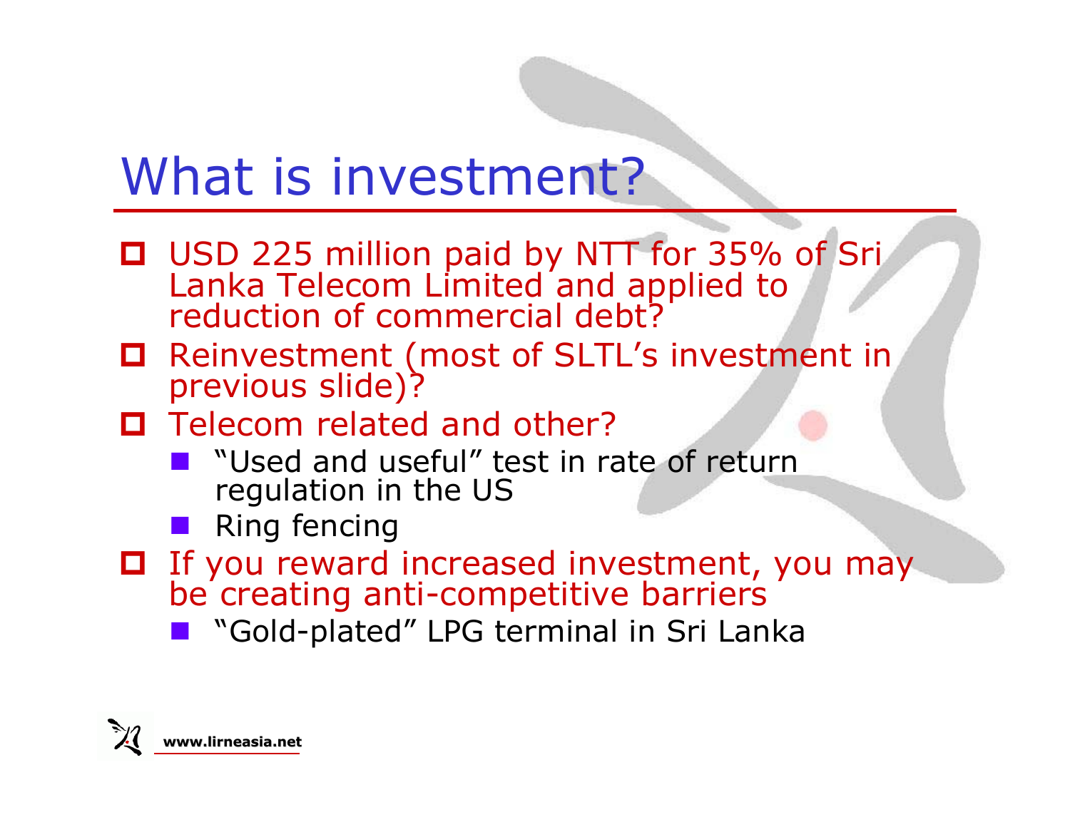# What is investment?

- USD 225 million paid by NTT for 35% of Sri Lanka Telecom Limited and applied to reduction of commercial debt?
- Reinvestment (most of SLTL's investment in previous slide)?
- Telecom related and other?
  - "Used and useful" test in rate of return regulation in the US
  - Ring fencing
- If you reward increased investment, you may be creating anti-competitive barriers
  - "Gold-plated" LPG terminal in Sri Lanka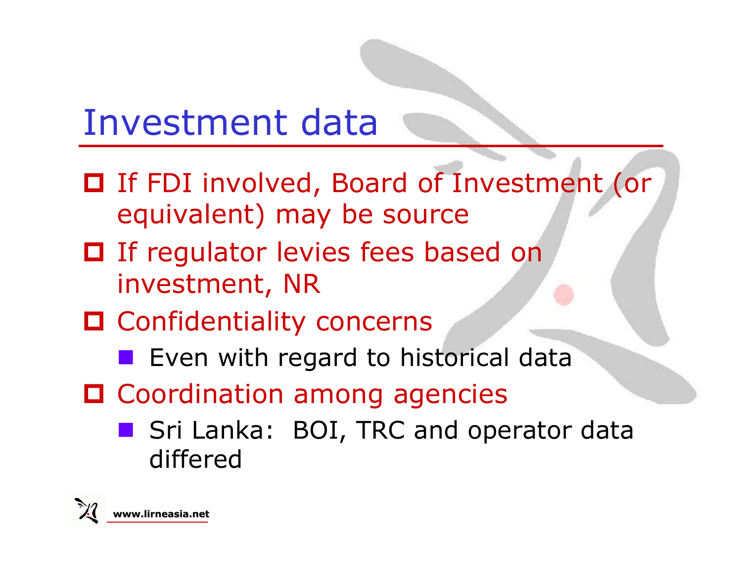# Investment data

- If FDI involved, Board of Investment (or equivalent) may be source
- If regulator levies fees based on investment, NR
- Confidentiality concerns
  - Even with regard to historical data
- Coordination among agencies
  - Sri Lanka: BOI, TRC and operator data differed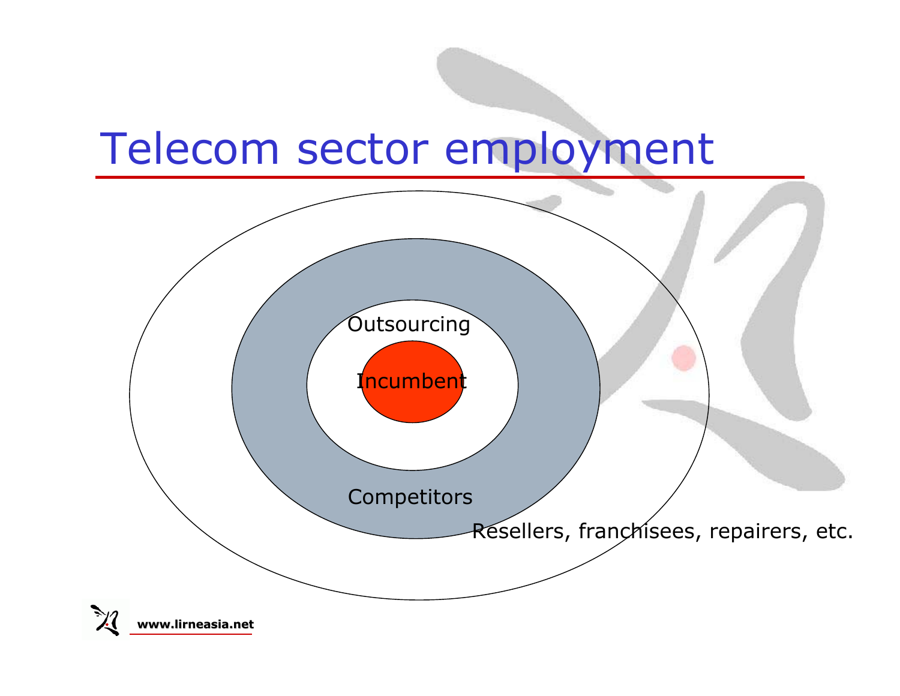# Telecom sector employment

Outsourcing

Incumbent

Competitors

Resellers, franchisees, repairers, etc.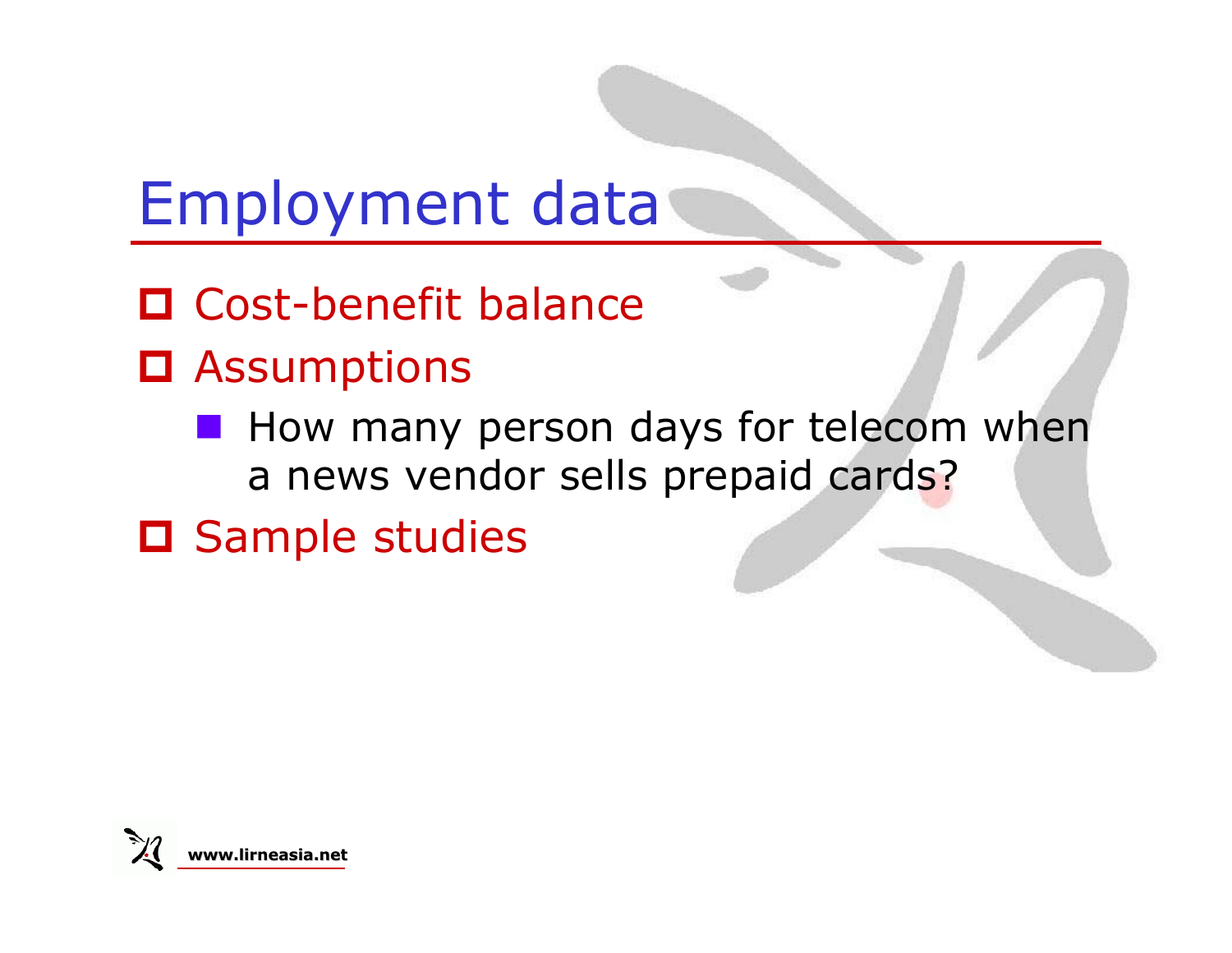# Employment data

- Cost-benefit balance
- Assumptions
  - How many person days for telecom when a news vendor sells prepaid cards?
- Sample studies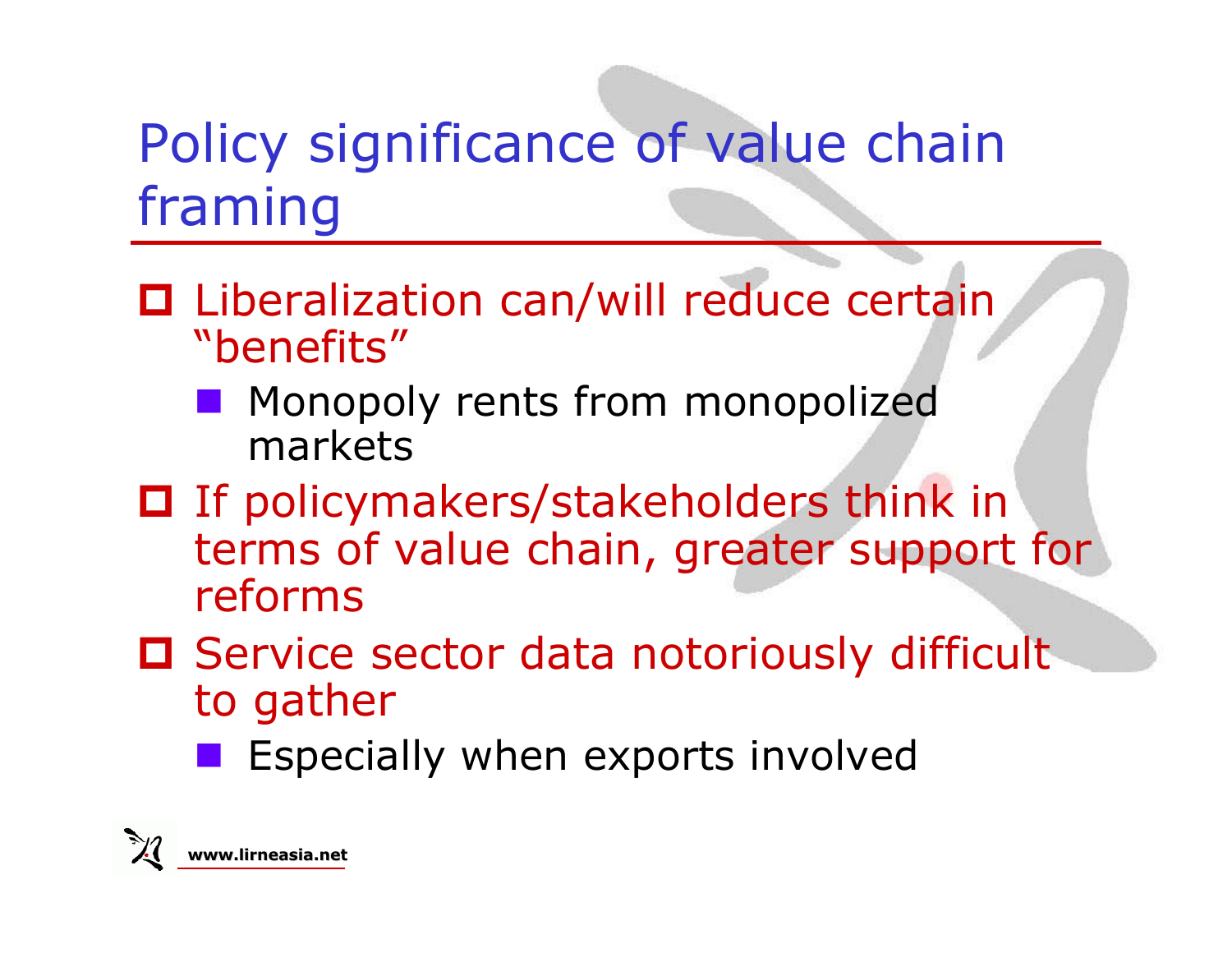# Policy significance of value chain framing

- Liberalization can/will reduce certain "benefits"
  - Monopoly rents from monopolized markets
- If policymakers/stakeholders think in terms of value chain, greater support for reforms
- Service sector data notoriously difficult to gather
  - Especially when exports involved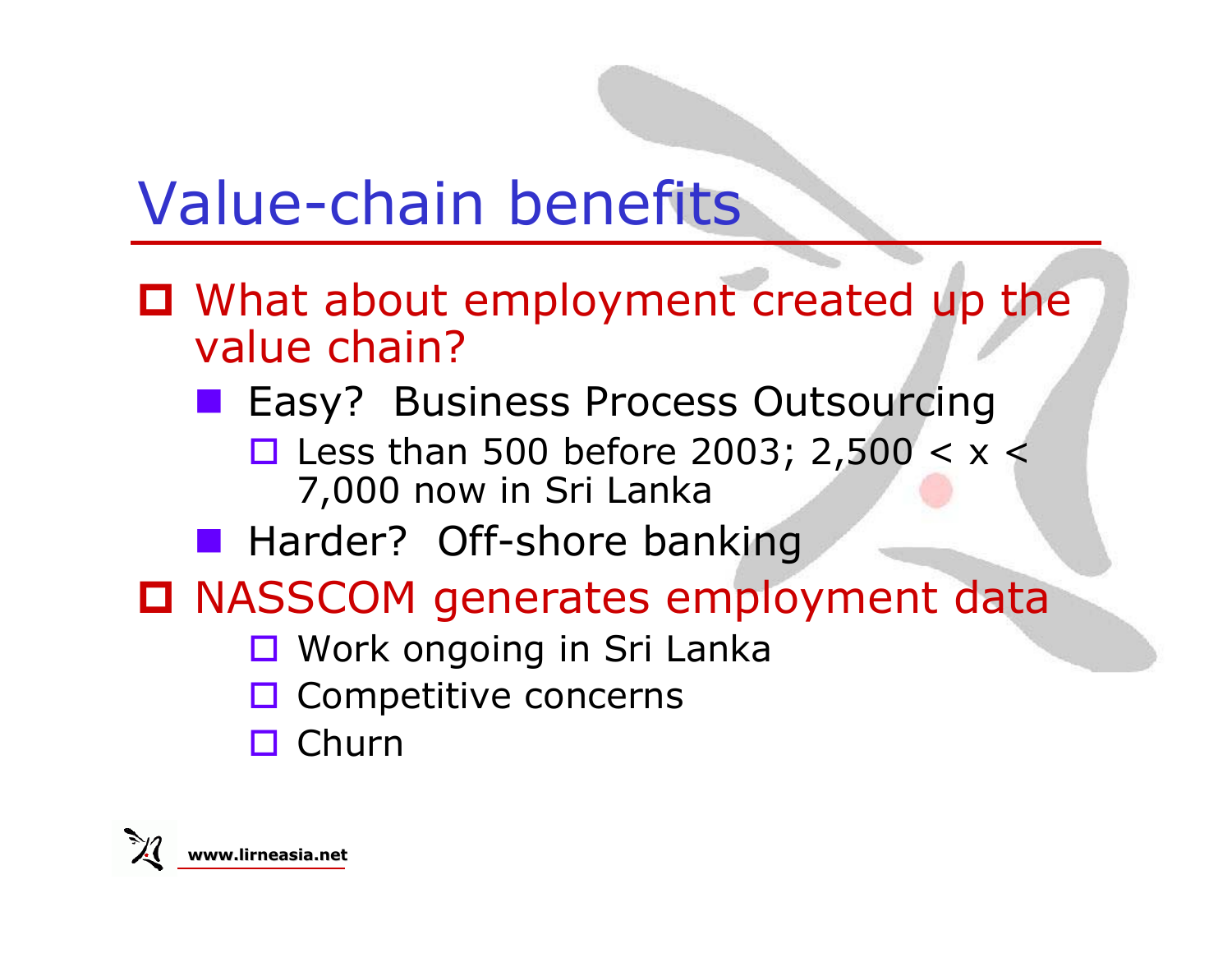# Value-chain benefits

- What about employment created up the value chain?
  - Easy? Business Process Outsourcing
    - Less than 500 before 2003; 2,500 < x < 7,000 now in Sri Lanka
  - Harder? Off-shore banking
- NASSCOM generates employment data
    - Work ongoing in Sri Lanka
    - Competitive concerns
    - Churn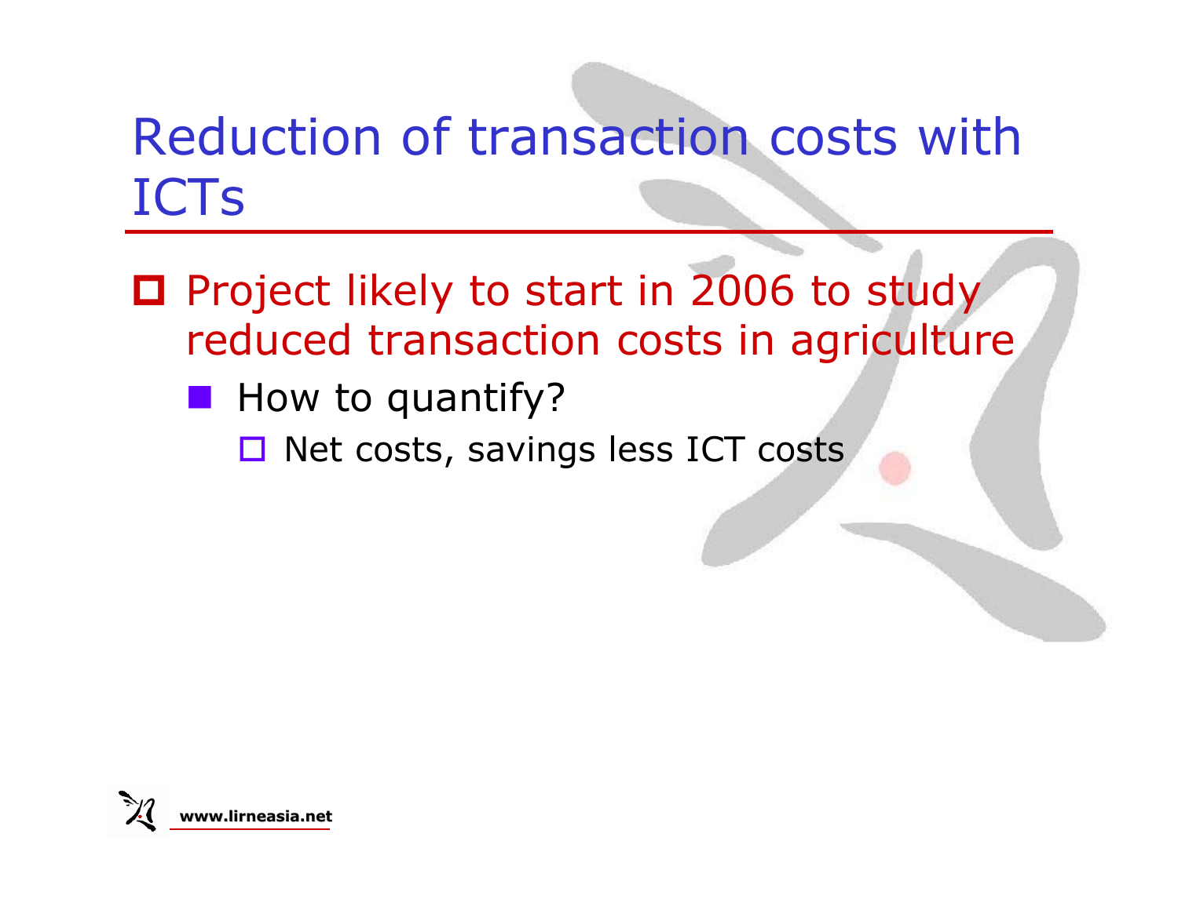# Reduction of transaction costs with ICTs

- Project likely to start in 2006 to study reduced transaction costs in agriculture
  - How to quantify?
    - Net costs, savings less ICT costs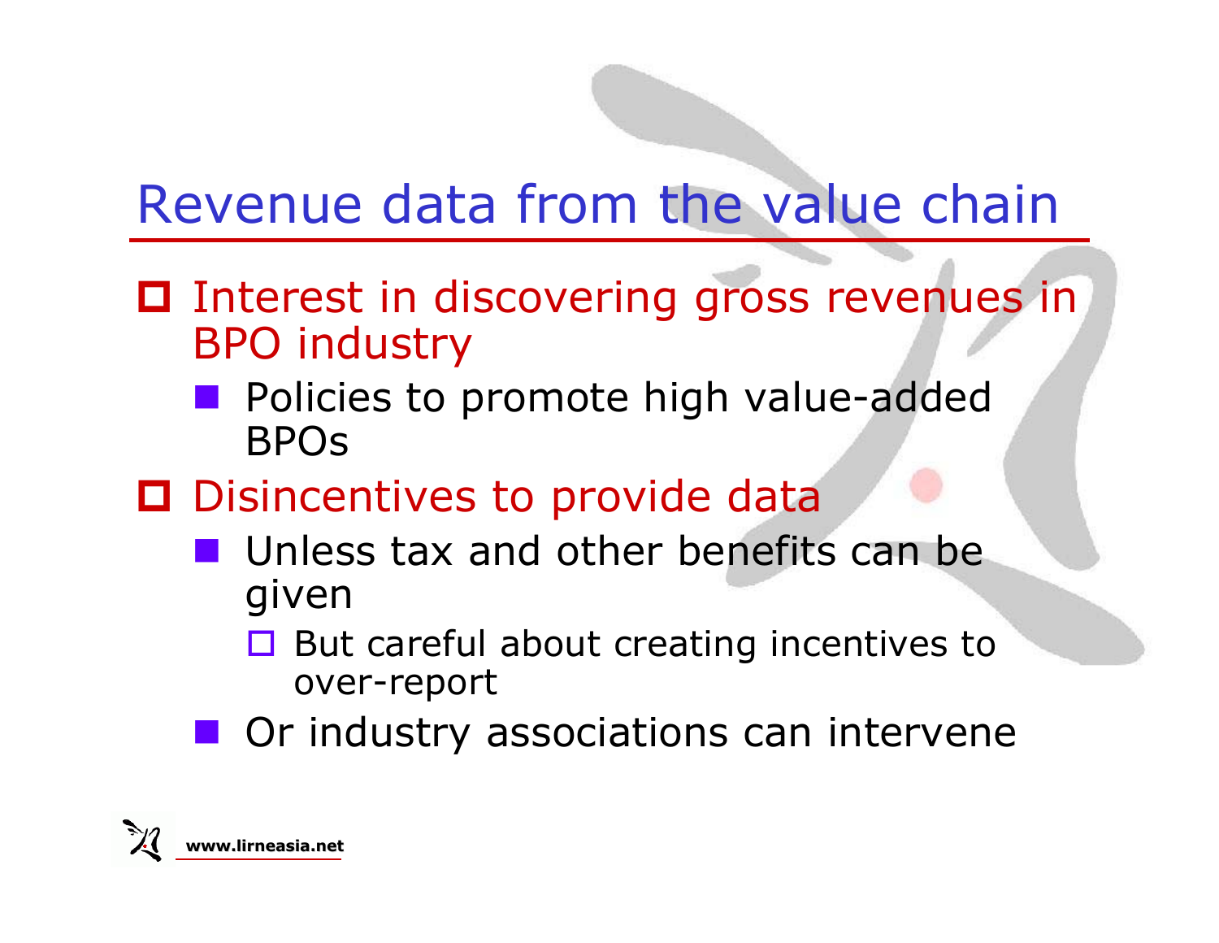# Revenue data from the value chain

- Interest in discovering gross revenues in BPO industry
  - Policies to promote high value-added BPOs
- Disincentives to provide data
  - Unless tax and other benefits can be given
    - But careful about creating incentives to over-report
  - Or industry associations can intervene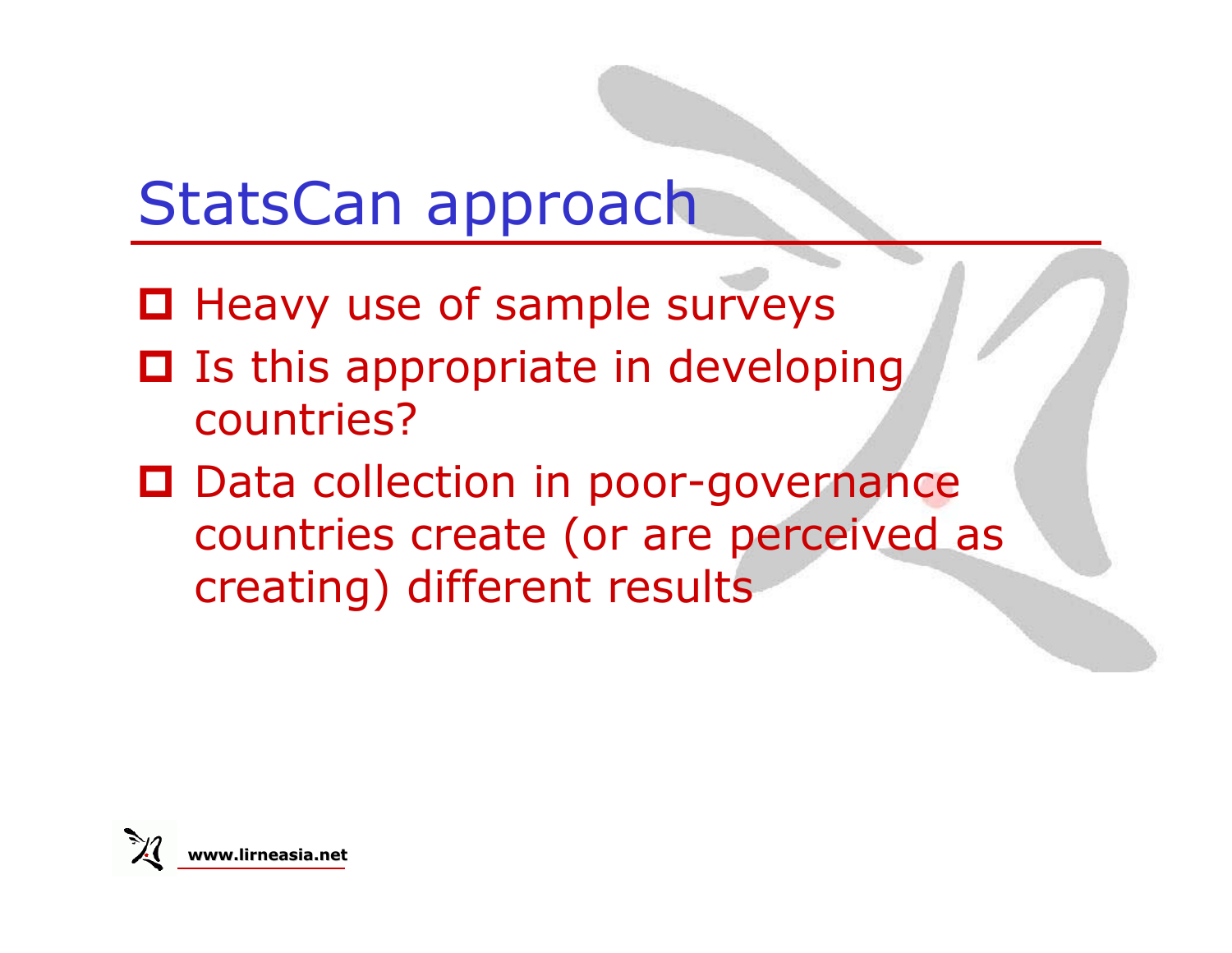# StatsCan approach

- Heavy use of sample surveys
- Is this appropriate in developing countries?
- Data collection in poor-governance countries create (or are perceived as creating) different results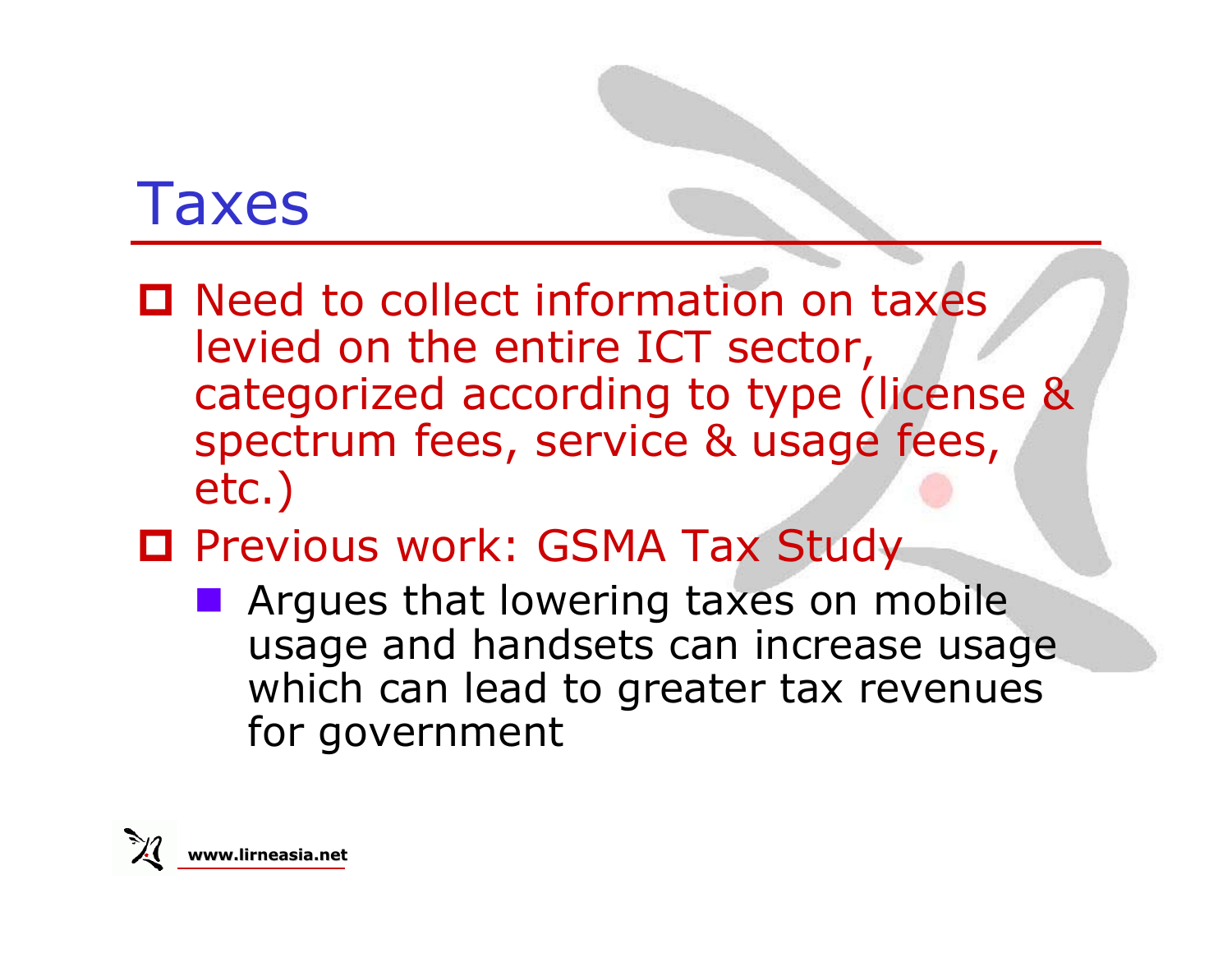# Taxes

- Need to collect information on taxes levied on the entire ICT sector, categorized according to type (license & spectrum fees, service & usage fees, etc.)
- Previous work: GSMA Tax Study
  - Argues that lowering taxes on mobile usage and handsets can increase usage which can lead to greater tax revenues for government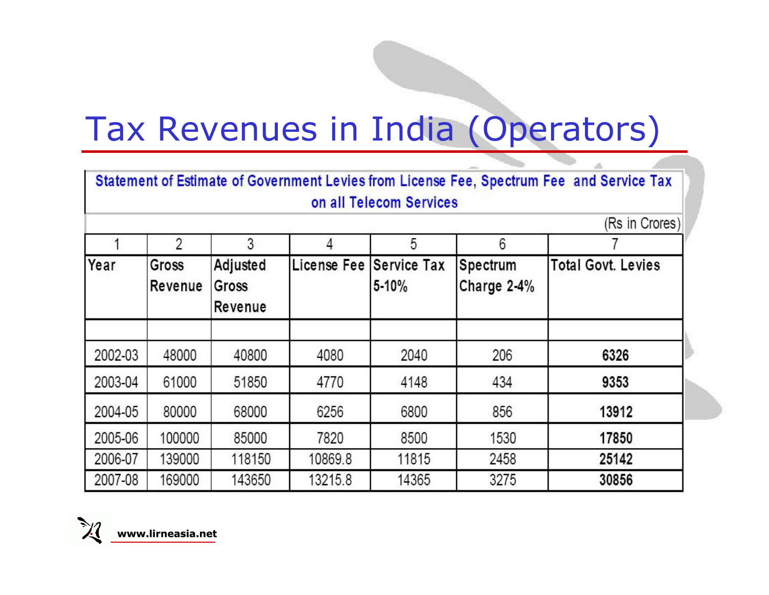# Tax Revenues in India (Operators)

Statement of Estimate of Government Levies from License Fee, Spectrum Fee and Service Tax on all Telecom Services

(Rs in Crores)

| 1 | 2 | 3 | 4 | 5 | 6 | 7 |
|---|---|---|---|---|---|---|
| Year | Gross Revenue | Adjusted Gross Revenue | License Fee | Service Tax 5-10% | Spectrum Charge 2-4% | Total Govt. Levies |
| | | | | | | |
| 2002-03 | 48000 | 40800 | 4080 | 2040 | 206 | **6326** |
| 2003-04 | 61000 | 51850 | 4770 | 4148 | 434 | **9353** |
| 2004-05 | 80000 | 68000 | 6256 | 6800 | 856 | **13912** |
| 2005-06 | 100000 | 85000 | 7820 | 8500 | 1530 | **17850** |
| 2006-07 | 139000 | 118150 | 10869.8 | 11815 | 2458 | **25142** |
| 2007-08 | 169000 | 143650 | 13215.8 | 14365 | 3275 | **30856** |

www.lirneasia.net